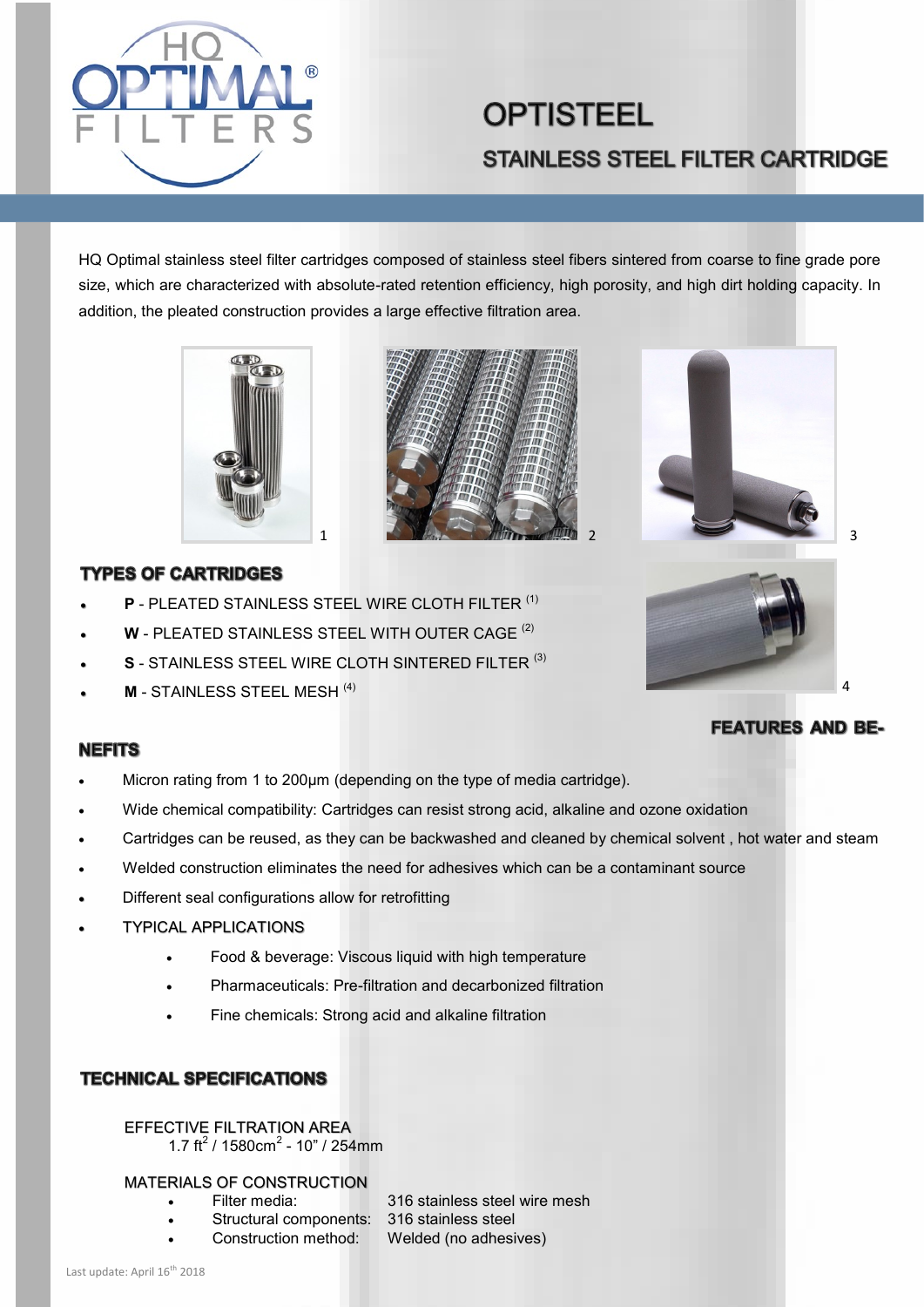# OPTISTEEL

## STAINLESS STEEL FILTER CARTRIDGE

HQ Optimal stainless steel filter cartridges composed of stainless steel fibers sintered from coarse to fine grade pore size, which are characterized with absolute-rated retention efficiency, high porosity, and high dirt holding capacity. In addition, the pleated construction provides a large effective filtration area.

1 2 3

### TYPES OF CARTRIDGES

- **P** - PLEATED STAINLESS STEEL WIRE CLOTH FILTER [(1)]
- **W** - PLEATED STAINLESS STEEL WITH OUTER CAGE [(2)]
- **S** - STAINLESS STEEL WIRE CLOTH SINTERED FILTER [(3)]
- **M** - STAINLESS STEEL MESH [(4)]

4

### FEATURES AND BENEFITS

- Micron rating from 1 to 200µm (depending on the type of media cartridge).
- Wide chemical compatibility: Cartridges can resist strong acid, alkaline and ozone oxidation
- Cartridges can be reused, as they can be backwashed and cleaned by chemical solvent , hot water and steam
- Welded construction eliminates the need for adhesives which can be a contaminant source
- Different seal configurations allow for retrofitting
- TYPICAL APPLICATIONS
  - Food & beverage: Viscous liquid with high temperature
  - Pharmaceuticals: Pre-filtration and decarbonized filtration
  - Fine chemicals: Strong acid and alkaline filtration

### TECHNICAL SPECIFICATIONS

EFFECTIVE FILTRATION AREA
1.7 ft$^2$ / 1580cm$^2$ - 10" / 254mm

MATERIALS OF CONSTRUCTION

- Filter media: 316 stainless steel wire mesh
- Structural components: 316 stainless steel
- Construction method: Welded (no adhesives)

Last update: April 16th 2018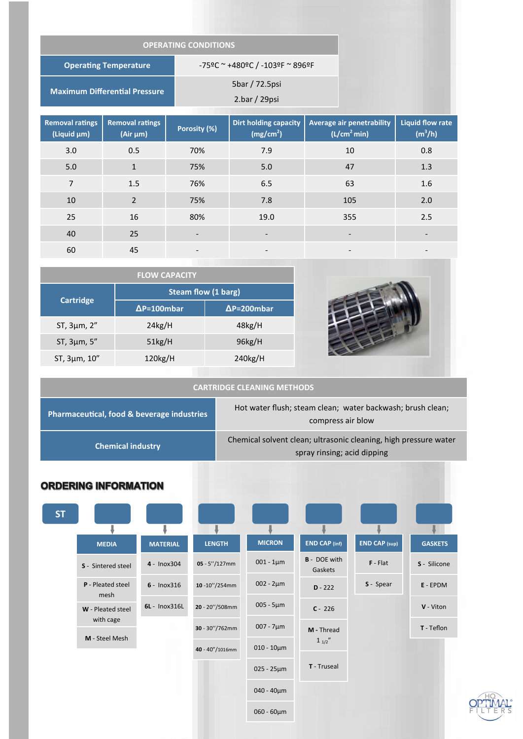| OPERATING CONDITIONS | |
|---|---|
| Operating Temperature | -75ºC ~ +480ºC / -103ºF ~ 896ºF |
| Maximum Differential Pressure | 5bar / 72.5psi<br>2.bar / 29psi |

| Removal ratings (Liquid µm) | Removal ratings (Air µm) | Porosity (%) | Dirt holding capacity (mg/cm²) | Average air penetrability (L/cm² min) | Liquid flow rate (m³/h) |
|---|---|---|---|---|---|
| 3.0 | 0.5 | 70% | 7.9 | 10 | 0.8 |
| 5.0 | 1 | 75% | 5.0 | 47 | 1.3 |
| 7 | 1.5 | 76% | 6.5 | 63 | 1.6 |
| 10 | 2 | 75% | 7.8 | 105 | 2.0 |
| 25 | 16 | 80% | 19.0 | 355 | 2.5 |
| 40 | 25 | - | - | - | - |
| 60 | 45 | - | - | - | - |

| FLOW CAPACITY | | |
|---|---|---|
| Cartridge | Steam flow (1 barg) | |
| | ΔP=100mbar | ΔP=200mbar |
| ST, 3µm, 2" | 24kg/H | 48kg/H |
| ST, 3µm, 5" | 51kg/H | 96kg/H |
| ST, 3µm, 10" | 120kg/H | 240kg/H |

| CARTRIDGE CLEANING METHODS | |
|---|---|
| Pharmaceutical, food & beverage industries | Hot water flush; steam clean; water backwash; brush clean; compress air blow |
| Chemical industry | Chemical solvent clean; ultrasonic cleaning, high pressure water spray rinsing; acid dipping |

## ORDERING INFORMATION

ST – [MEDIA] – [MATERIAL] – [LENGTH] – [MICRON] – [END CAP (inf)] – [END CAP (sup)] – [GASKETS]

| MEDIA | MATERIAL | LENGTH | MICRON | END CAP (inf) | END CAP (sup) | GASKETS |
|---|---|---|---|---|---|---|
| S - Sintered steel | 4 - Inox304 | 05 - 5''/127mm | 001 - 1µm | B - DOE with Gaskets | F - Flat | S - Silicone |
| P - Pleated steel mesh | 6 - Inox316 | 10 -10''/254mm | 002 - 2µm | D - 222 | S - Spear | E - EPDM |
| W - Pleated steel with cage | 6L - Inox316L | 20 - 20''/508mm | 005 - 5µm | C - 226 | | V - Viton |
| M - Steel Mesh | | 30 - 30''/762mm | 007 - 7µm | M - Thread 1 1/2" | | T - Teflon |
| | | 40 - 40''/1016mm | 010 - 10µm | T - Truseal | | |
| | | | 025 - 25µm | | | |
| | | | 040 - 40µm | | | |
| | | | 060 - 60µm | | | |